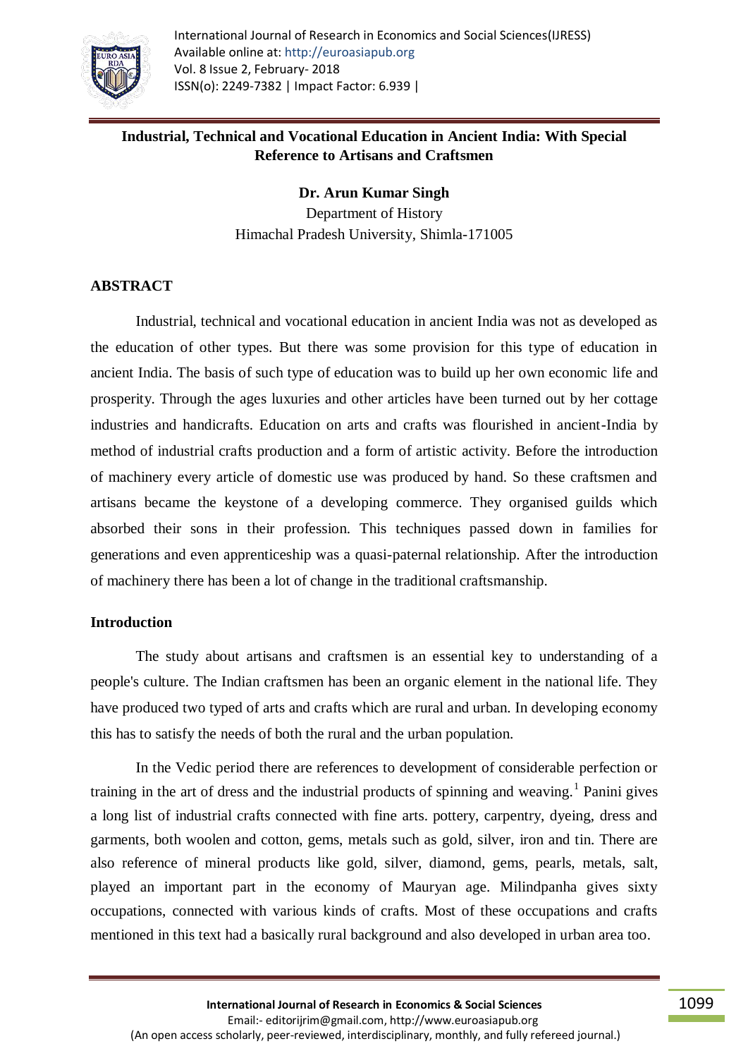# Industrial, Technical and Vocational Education in Ancient India: With Special Reference to Artisans and Craftsmen

**Dr. Arun Kumar Singh**
Department of History
Himachal Pradesh University, Shimla-171005

## ABSTRACT

Industrial, technical and vocational education in ancient India was not as developed as the education of other types. But there was some provision for this type of education in ancient India. The basis of such type of education was to build up her own economic life and prosperity. Through the ages luxuries and other articles have been turned out by her cottage industries and handicrafts. Education on arts and crafts was flourished in ancient-India by method of industrial crafts production and a form of artistic activity. Before the introduction of machinery every article of domestic use was produced by hand. So these craftsmen and artisans became the keystone of a developing commerce. They organised guilds which absorbed their sons in their profession. This techniques passed down in families for generations and even apprenticeship was a quasi-paternal relationship. After the introduction of machinery there has been a lot of change in the traditional craftsmanship.

## Introduction

The study about artisans and craftsmen is an essential key to understanding of a people's culture. The Indian craftsmen has been an organic element in the national life. They have produced two typed of arts and crafts which are rural and urban. In developing economy this has to satisfy the needs of both the rural and the urban population.

In the Vedic period there are references to development of considerable perfection or training in the art of dress and the industrial products of spinning and weaving.[1] Panini gives a long list of industrial crafts connected with fine arts. pottery, carpentry, dyeing, dress and garments, both woolen and cotton, gems, metals such as gold, silver, iron and tin. There are also reference of mineral products like gold, silver, diamond, gems, pearls, metals, salt, played an important part in the economy of Mauryan age. Milindpanha gives sixty occupations, connected with various kinds of crafts. Most of these occupations and crafts mentioned in this text had a basically rural background and also developed in urban area too.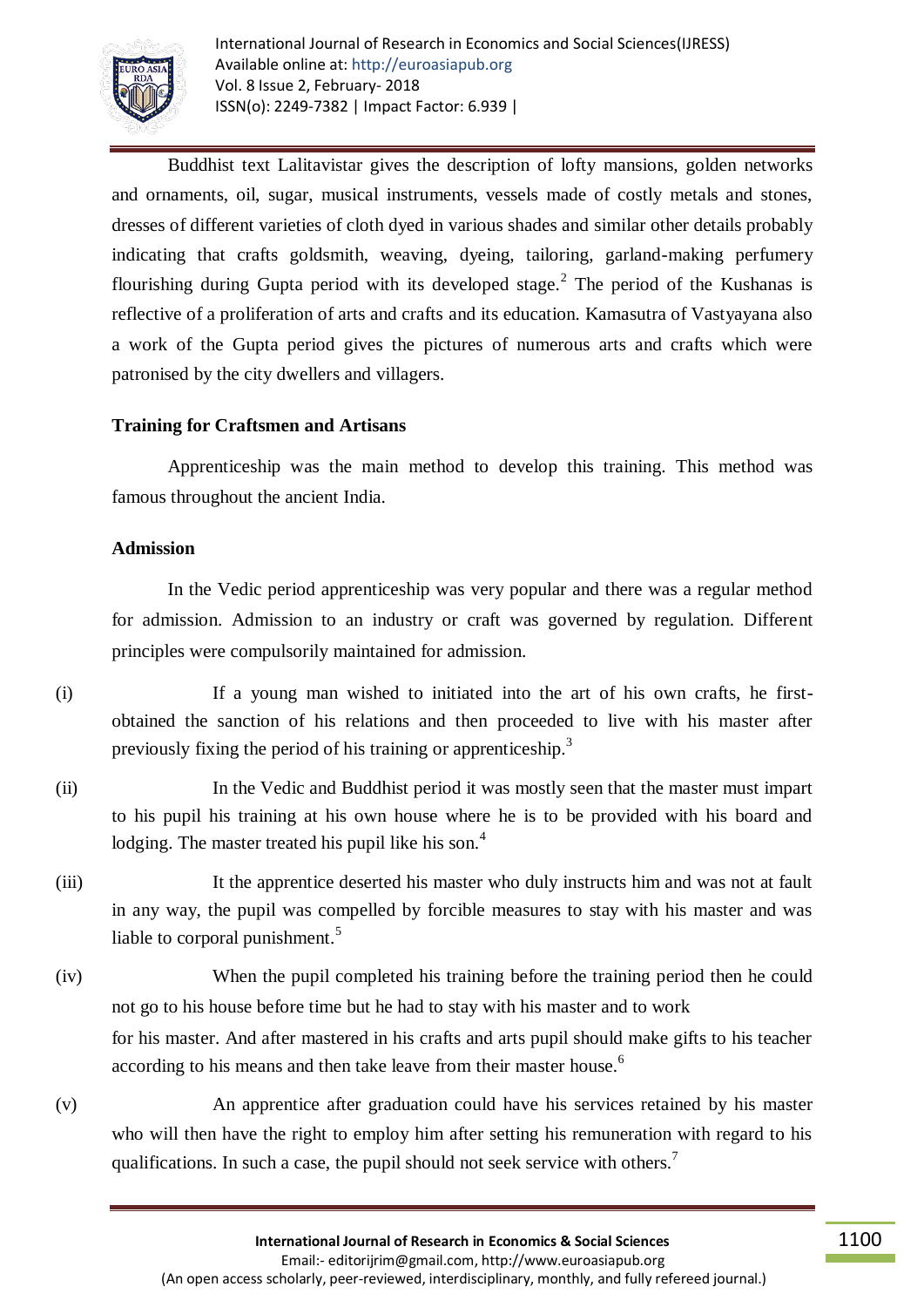Buddhist text Lalitavistar gives the description of lofty mansions, golden networks and ornaments, oil, sugar, musical instruments, vessels made of costly metals and stones, dresses of different varieties of cloth dyed in various shades and similar other details probably indicating that crafts goldsmith, weaving, dyeing, tailoring, garland-making perfumery flourishing during Gupta period with its developed stage.[2] The period of the Kushanas is reflective of a proliferation of arts and crafts and its education. Kamasutra of Vastyayana also a work of the Gupta period gives the pictures of numerous arts and crafts which were patronised by the city dwellers and villagers.

**Training for Craftsmen and Artisans**

Apprenticeship was the main method to develop this training. This method was famous throughout the ancient India.

**Admission**

In the Vedic period apprenticeship was very popular and there was a regular method for admission. Admission to an industry or craft was governed by regulation. Different principles were compulsorily maintained for admission.

(i) If a young man wished to initiated into the art of his own crafts, he first-obtained the sanction of his relations and then proceeded to live with his master after previously fixing the period of his training or apprenticeship.[3]

(ii) In the Vedic and Buddhist period it was mostly seen that the master must impart to his pupil his training at his own house where he is to be provided with his board and lodging. The master treated his pupil like his son.[4]

(iii) It the apprentice deserted his master who duly instructs him and was not at fault in any way, the pupil was compelled by forcible measures to stay with his master and was liable to corporal punishment.[5]

(iv) When the pupil completed his training before the training period then he could not go to his house before time but he had to stay with his master and to work for his master. And after mastered in his crafts and arts pupil should make gifts to his teacher according to his means and then take leave from their master house.[6]

(v) An apprentice after graduation could have his services retained by his master who will then have the right to employ him after setting his remuneration with regard to his qualifications. In such a case, the pupil should not seek service with others.[7]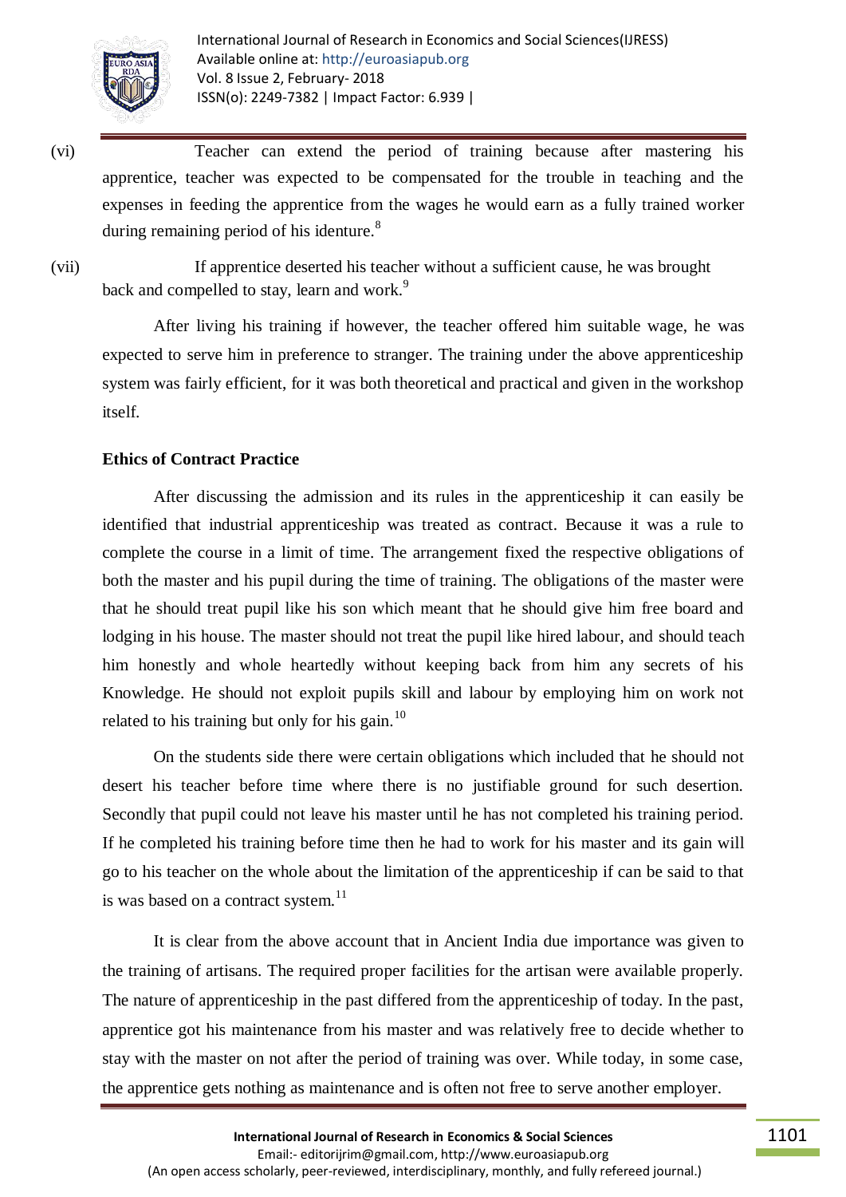(vi) Teacher can extend the period of training because after mastering his apprentice, teacher was expected to be compensated for the trouble in teaching and the expenses in feeding the apprentice from the wages he would earn as a fully trained worker during remaining period of his identure.[8]

(vii) If apprentice deserted his teacher without a sufficient cause, he was brought back and compelled to stay, learn and work.[9]

After living his training if however, the teacher offered him suitable wage, he was expected to serve him in preference to stranger. The training under the above apprenticeship system was fairly efficient, for it was both theoretical and practical and given in the workshop itself.

**Ethics of Contract Practice**

After discussing the admission and its rules in the apprenticeship it can easily be identified that industrial apprenticeship was treated as contract. Because it was a rule to complete the course in a limit of time. The arrangement fixed the respective obligations of both the master and his pupil during the time of training. The obligations of the master were that he should treat pupil like his son which meant that he should give him free board and lodging in his house. The master should not treat the pupil like hired labour, and should teach him honestly and whole heartedly without keeping back from him any secrets of his Knowledge. He should not exploit pupils skill and labour by employing him on work not related to his training but only for his gain.[10]

On the students side there were certain obligations which included that he should not desert his teacher before time where there is no justifiable ground for such desertion. Secondly that pupil could not leave his master until he has not completed his training period. If he completed his training before time then he had to work for his master and its gain will go to his teacher on the whole about the limitation of the apprenticeship if can be said to that is was based on a contract system.[11]

It is clear from the above account that in Ancient India due importance was given to the training of artisans. The required proper facilities for the artisan were available properly. The nature of apprenticeship in the past differed from the apprenticeship of today. In the past, apprentice got his maintenance from his master and was relatively free to decide whether to stay with the master on not after the period of training was over. While today, in some case, the apprentice gets nothing as maintenance and is often not free to serve another employer.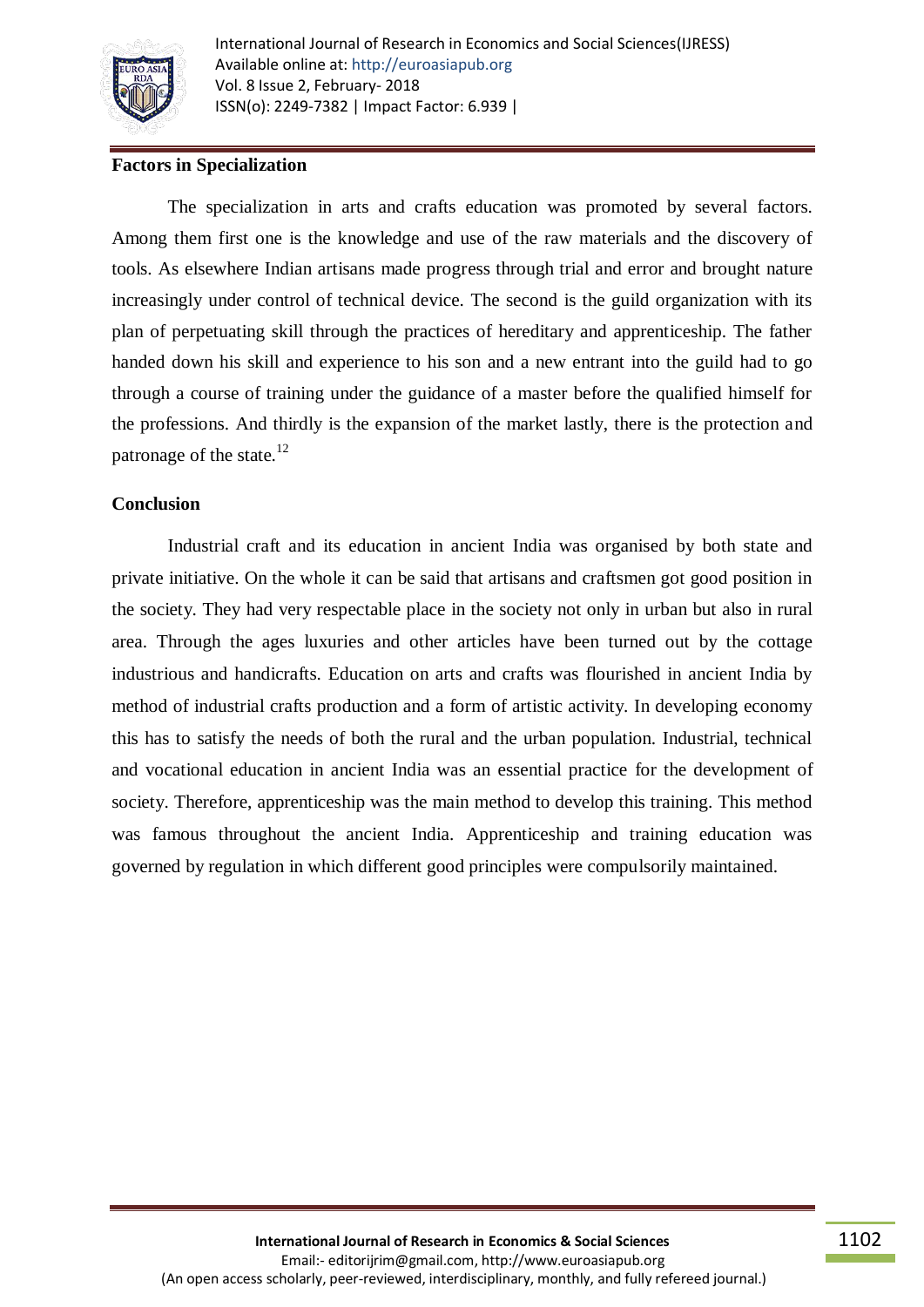## Factors in Specialization

The specialization in arts and crafts education was promoted by several factors. Among them first one is the knowledge and use of the raw materials and the discovery of tools. As elsewhere Indian artisans made progress through trial and error and brought nature increasingly under control of technical device. The second is the guild organization with its plan of perpetuating skill through the practices of hereditary and apprenticeship. The father handed down his skill and experience to his son and a new entrant into the guild had to go through a course of training under the guidance of a master before the qualified himself for the professions. And thirdly is the expansion of the market lastly, there is the protection and patronage of the state.[12]

## Conclusion

Industrial craft and its education in ancient India was organised by both state and private initiative. On the whole it can be said that artisans and craftsmen got good position in the society. They had very respectable place in the society not only in urban but also in rural area. Through the ages luxuries and other articles have been turned out by the cottage industrious and handicrafts. Education on arts and crafts was flourished in ancient India by method of industrial crafts production and a form of artistic activity. In developing economy this has to satisfy the needs of both the rural and the urban population. Industrial, technical and vocational education in ancient India was an essential practice for the development of society. Therefore, apprenticeship was the main method to develop this training. This method was famous throughout the ancient India. Apprenticeship and training education was governed by regulation in which different good principles were compulsorily maintained.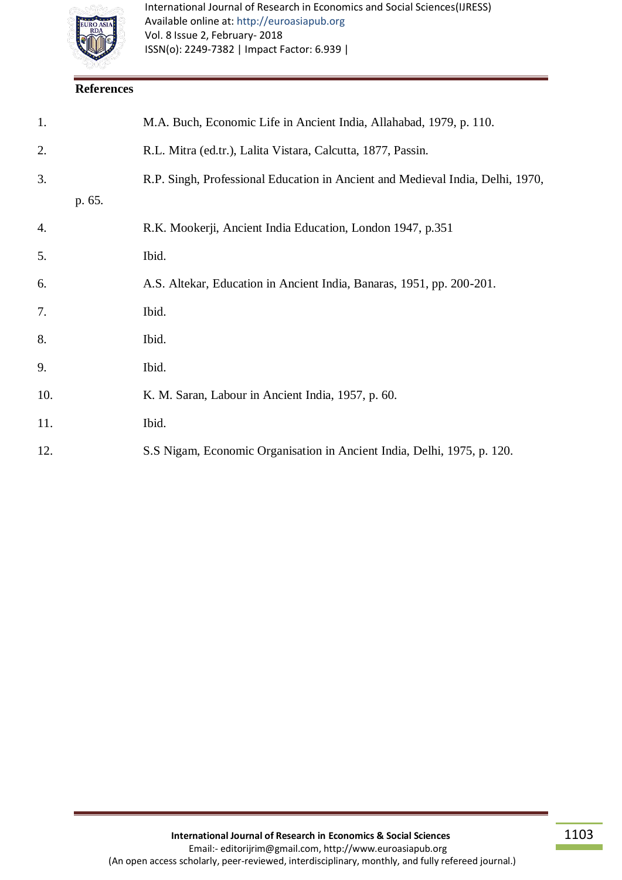**References**

1. M.A. Buch, Economic Life in Ancient India, Allahabad, 1979, p. 110.
2. R.L. Mitra (ed.tr.), Lalita Vistara, Calcutta, 1877, Passin.
3. R.P. Singh, Professional Education in Ancient and Medieval India, Delhi, 1970, p. 65.
4. R.K. Mookerji, Ancient India Education, London 1947, p.351
5. Ibid.
6. A.S. Altekar, Education in Ancient India, Banaras, 1951, pp. 200-201.
7. Ibid.
8. Ibid.
9. Ibid.
10. K. M. Saran, Labour in Ancient India, 1957, p. 60.
11. Ibid.
12. S.S Nigam, Economic Organisation in Ancient India, Delhi, 1975, p. 120.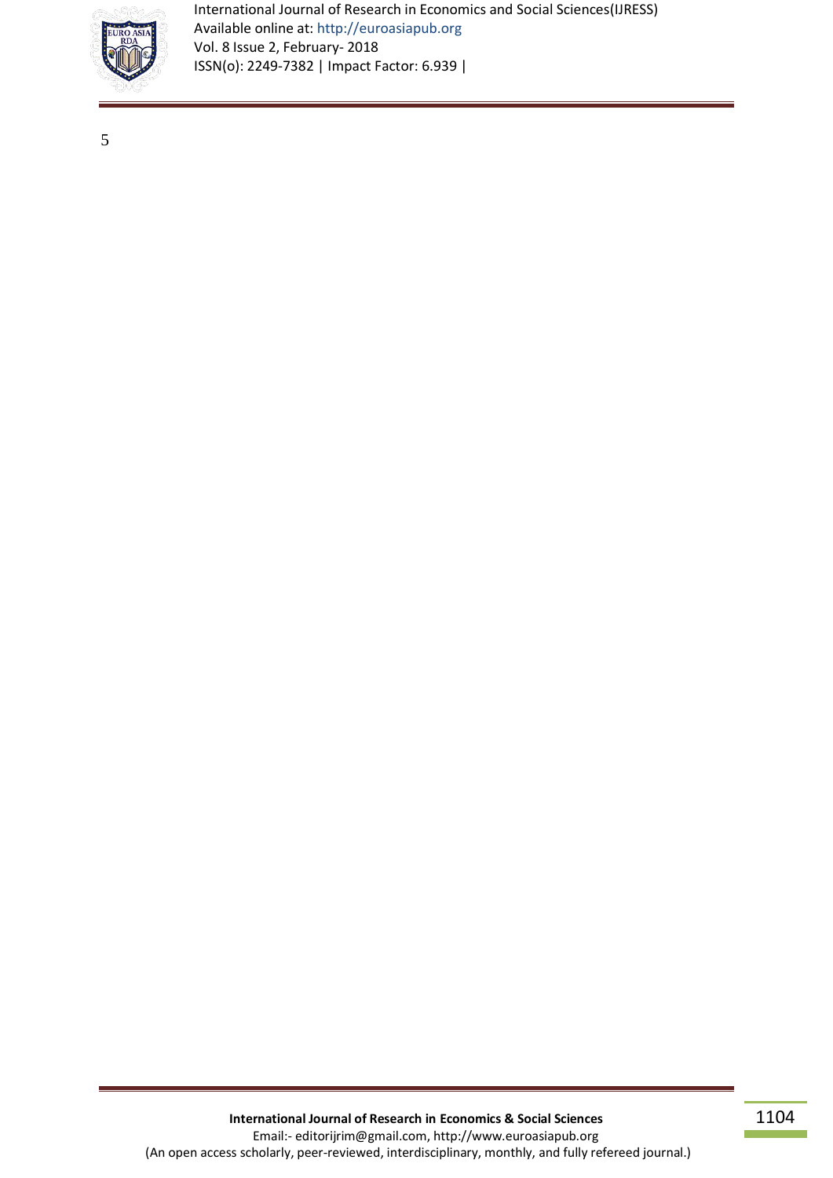5